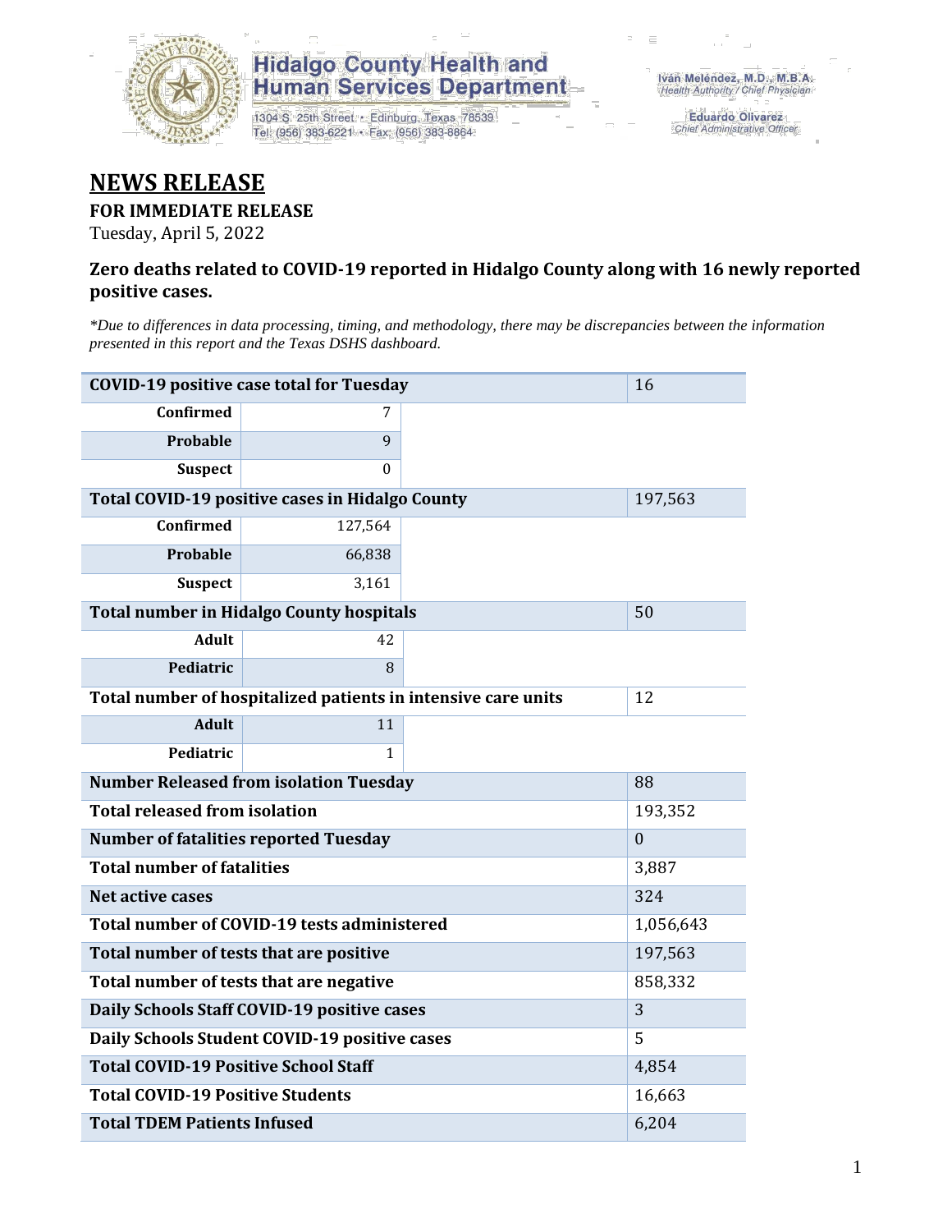Hidalgo County Health and Human Services Department

1304 S. 25th Street • Edinburg, Texas 78539
Tel: (956) 383-6221 • Fax: (956) 383-8864

Iván Meléndez, M.D., M.B.A.
*Health Authority / Chief Physician*

Eduardo Olivarez
*Chief Administrative Officer*

# NEWS RELEASE

**FOR IMMEDIATE RELEASE**

Tuesday, April 5, 2022

### Zero deaths related to COVID-19 reported in Hidalgo County along with 16 newly reported positive cases.

*\*Due to differences in data processing, timing, and methodology, there may be discrepancies between the information presented in this report and the Texas DSHS dashboard.*

| | | | |
|---|---|---|---|
| **COVID-19 positive case total for Tuesday** | | | 16 |
| **Confirmed** | 7 | | |
| **Probable** | 9 | | |
| **Suspect** | 0 | | |
| **Total COVID-19 positive cases in Hidalgo County** | | | 197,563 |
| **Confirmed** | 127,564 | | |
| **Probable** | 66,838 | | |
| **Suspect** | 3,161 | | |
| **Total number in Hidalgo County hospitals** | | | 50 |
| **Adult** | 42 | | |
| **Pediatric** | 8 | | |
| **Total number of hospitalized patients in intensive care units** | | | 12 |
| **Adult** | 11 | | |
| **Pediatric** | 1 | | |
| **Number Released from isolation Tuesday** | | | 88 |
| **Total released from isolation** | | | 193,352 |
| **Number of fatalities reported Tuesday** | | | 0 |
| **Total number of fatalities** | | | 3,887 |
| **Net active cases** | | | 324 |
| **Total number of COVID-19 tests administered** | | | 1,056,643 |
| **Total number of tests that are positive** | | | 197,563 |
| **Total number of tests that are negative** | | | 858,332 |
| **Daily Schools Staff COVID-19 positive cases** | | | 3 |
| **Daily Schools Student COVID-19 positive cases** | | | 5 |
| **Total COVID-19 Positive School Staff** | | | 4,854 |
| **Total COVID-19 Positive Students** | | | 16,663 |
| **Total TDEM Patients Infused** | | | 6,204 |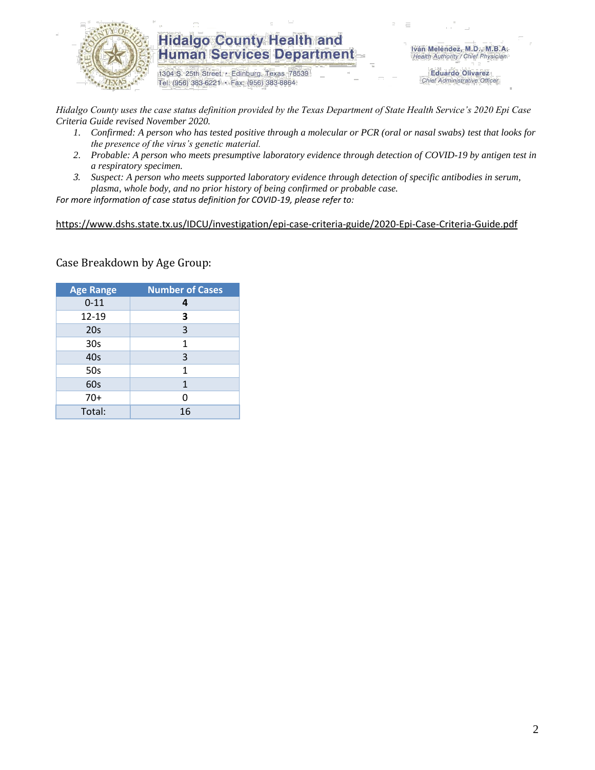# Hidalgo County Health and Human Services Department

1304 S. 25th Street • Edinburg, Texas 78539
Tel: (956) 383-6221 • Fax: (956) 383-8864

Iván Meléndez, M.D., M.B.A.
*Health Authority / Chief Physician*

Eduardo Olivarez
*Chief Administrative Officer*

*Hidalgo County uses the case status definition provided by the Texas Department of State Health Service's 2020 Epi Case Criteria Guide revised November 2020.*

1. *Confirmed: A person who has tested positive through a molecular or PCR (oral or nasal swabs) test that looks for the presence of the virus's genetic material.*
2. *Probable: A person who meets presumptive laboratory evidence through detection of COVID-19 by antigen test in a respiratory specimen.*
3. *Suspect: A person who meets supported laboratory evidence through detection of specific antibodies in serum, plasma, whole body, and no prior history of being confirmed or probable case.*

*For more information of case status definition for COVID-19, please refer to:*

https://www.dshs.state.tx.us/IDCU/investigation/epi-case-criteria-guide/2020-Epi-Case-Criteria-Guide.pdf

Case Breakdown by Age Group:

| Age Range | Number of Cases |
|---|---|
| 0-11 | **4** |
| 12-19 | **3** |
| 20s | 3 |
| 30s | 1 |
| 40s | 3 |
| 50s | 1 |
| 60s | 1 |
| 70+ | 0 |
| Total: | 16 |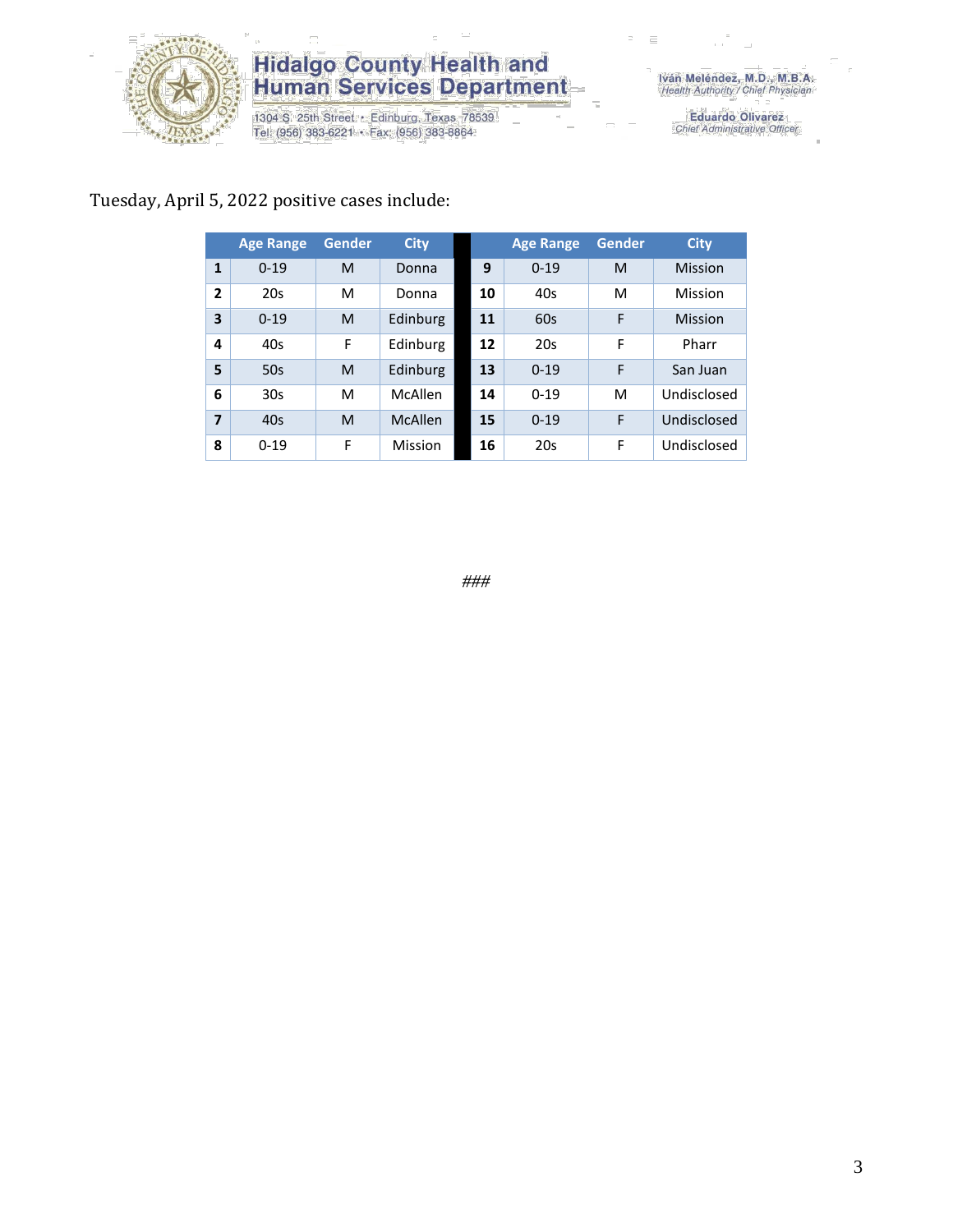Tuesday, April 5, 2022 positive cases include:

| | Age Range | Gender | City | | Age Range | Gender | City |
|---|---|---|---|---|---|---|---|
| **1** | 0-19 | M | Donna | **9** | 0-19 | M | Mission |
| **2** | 20s | M | Donna | **10** | 40s | M | Mission |
| **3** | 0-19 | M | Edinburg | **11** | 60s | F | Mission |
| **4** | 40s | F | Edinburg | **12** | 20s | F | Pharr |
| **5** | 50s | M | Edinburg | **13** | 0-19 | F | San Juan |
| **6** | 30s | M | McAllen | **14** | 0-19 | M | Undisclosed |
| **7** | 40s | M | McAllen | **15** | 0-19 | F | Undisclosed |
| **8** | 0-19 | F | Mission | **16** | 20s | F | Undisclosed |

###